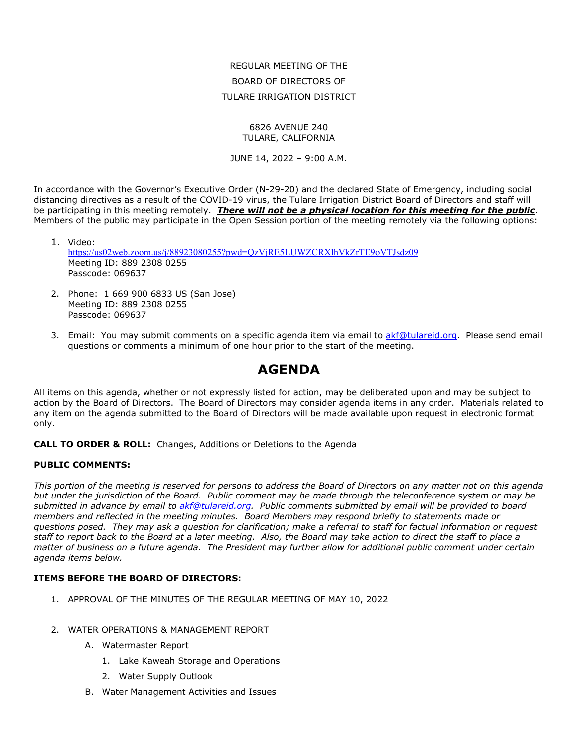REGULAR MEETING OF THE

BOARD OF DIRECTORS OF

TULARE IRRIGATION DISTRICT

6826 AVENUE 240
TULARE, CALIFORNIA

JUNE 14, 2022 – 9:00 A.M.

In accordance with the Governor's Executive Order (N-29-20) and the declared State of Emergency, including social distancing directives as a result of the COVID-19 virus, the Tulare Irrigation District Board of Directors and staff will be participating in this meeting remotely. ***There will not be a physical location for this meeting for the public***. Members of the public may participate in the Open Session portion of the meeting remotely via the following options:

1. Video:
   https://us02web.zoom.us/j/88923080255?pwd=QzVjRE5LUWZCRXlhVkZrTE9oVTJsdz09
   Meeting ID: 889 2308 0255
   Passcode: 069637

2. Phone: 1 669 900 6833 US (San Jose)
   Meeting ID: 889 2308 0255
   Passcode: 069637

3. Email: You may submit comments on a specific agenda item via email to akf@tulareid.org. Please send email questions or comments a minimum of one hour prior to the start of the meeting.

# AGENDA

All items on this agenda, whether or not expressly listed for action, may be deliberated upon and may be subject to action by the Board of Directors. The Board of Directors may consider agenda items in any order. Materials related to any item on the agenda submitted to the Board of Directors will be made available upon request in electronic format only.

**CALL TO ORDER & ROLL:** Changes, Additions or Deletions to the Agenda

**PUBLIC COMMENTS:**

*This portion of the meeting is reserved for persons to address the Board of Directors on any matter not on this agenda but under the jurisdiction of the Board. Public comment may be made through the teleconference system or may be submitted in advance by email to akf@tulareid.org. Public comments submitted by email will be provided to board members and reflected in the meeting minutes. Board Members may respond briefly to statements made or questions posed. They may ask a question for clarification; make a referral to staff for factual information or request staff to report back to the Board at a later meeting. Also, the Board may take action to direct the staff to place a matter of business on a future agenda. The President may further allow for additional public comment under certain agenda items below.*

**ITEMS BEFORE THE BOARD OF DIRECTORS:**

1. APPROVAL OF THE MINUTES OF THE REGULAR MEETING OF MAY 10, 2022

2. WATER OPERATIONS & MANAGEMENT REPORT
   - A. Watermaster Report
     1. Lake Kaweah Storage and Operations
     2. Water Supply Outlook
   - B. Water Management Activities and Issues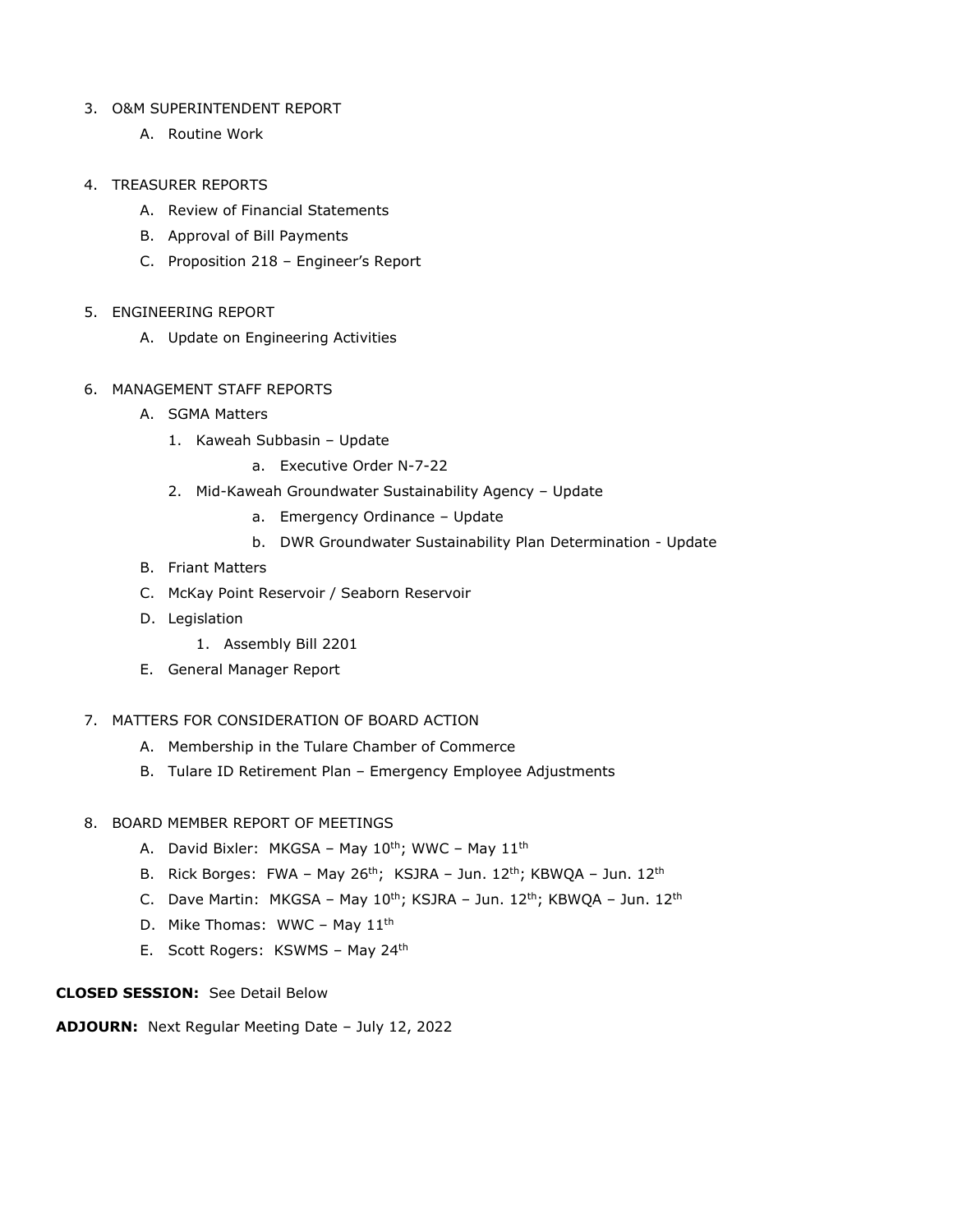3. O&M SUPERINTENDENT REPORT
    A. Routine Work

4. TREASURER REPORTS
    A. Review of Financial Statements
    B. Approval of Bill Payments
    C. Proposition 218 – Engineer's Report

5. ENGINEERING REPORT
    A. Update on Engineering Activities

6. MANAGEMENT STAFF REPORTS
    A. SGMA Matters
        1. Kaweah Subbasin – Update
            a. Executive Order N-7-22
        2. Mid-Kaweah Groundwater Sustainability Agency – Update
            a. Emergency Ordinance – Update
            b. DWR Groundwater Sustainability Plan Determination - Update
    B. Friant Matters
    C. McKay Point Reservoir / Seaborn Reservoir
    D. Legislation
        1. Assembly Bill 2201
    E. General Manager Report

7. MATTERS FOR CONSIDERATION OF BOARD ACTION
    A. Membership in the Tulare Chamber of Commerce
    B. Tulare ID Retirement Plan – Emergency Employee Adjustments

8. BOARD MEMBER REPORT OF MEETINGS
    A. David Bixler: MKGSA – May 10th; WWC – May 11th
    B. Rick Borges: FWA – May 26th; KSJRA – Jun. 12th; KBWQA – Jun. 12th
    C. Dave Martin: MKGSA – May 10th; KSJRA – Jun. 12th; KBWQA – Jun. 12th
    D. Mike Thomas: WWC – May 11th
    E. Scott Rogers: KSWMS – May 24th

**CLOSED SESSION:** See Detail Below

**ADJOURN:** Next Regular Meeting Date – July 12, 2022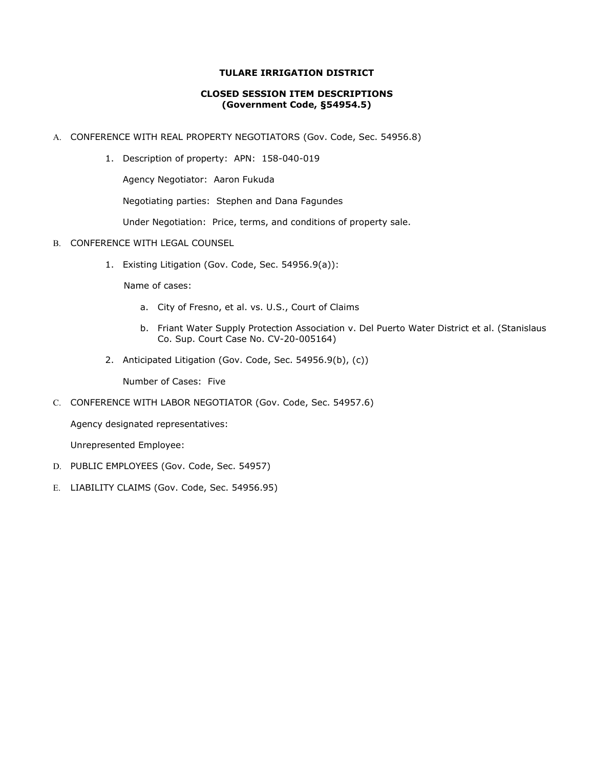**TULARE IRRIGATION DISTRICT**

**CLOSED SESSION ITEM DESCRIPTIONS**
**(Government Code, §54954.5)**

A. CONFERENCE WITH REAL PROPERTY NEGOTIATORS (Gov. Code, Sec. 54956.8)

1. Description of property: APN: 158-040-019

   Agency Negotiator: Aaron Fukuda

   Negotiating parties: Stephen and Dana Fagundes

   Under Negotiation: Price, terms, and conditions of property sale.

B. CONFERENCE WITH LEGAL COUNSEL

1. Existing Litigation (Gov. Code, Sec. 54956.9(a)):

   Name of cases:

   a. City of Fresno, et al. vs. U.S., Court of Claims

   b. Friant Water Supply Protection Association v. Del Puerto Water District et al. (Stanislaus Co. Sup. Court Case No. CV-20-005164)

2. Anticipated Litigation (Gov. Code, Sec. 54956.9(b), (c))

   Number of Cases: Five

C. CONFERENCE WITH LABOR NEGOTIATOR (Gov. Code, Sec. 54957.6)

   Agency designated representatives:

   Unrepresented Employee:

D. PUBLIC EMPLOYEES (Gov. Code, Sec. 54957)

E. LIABILITY CLAIMS (Gov. Code, Sec. 54956.95)